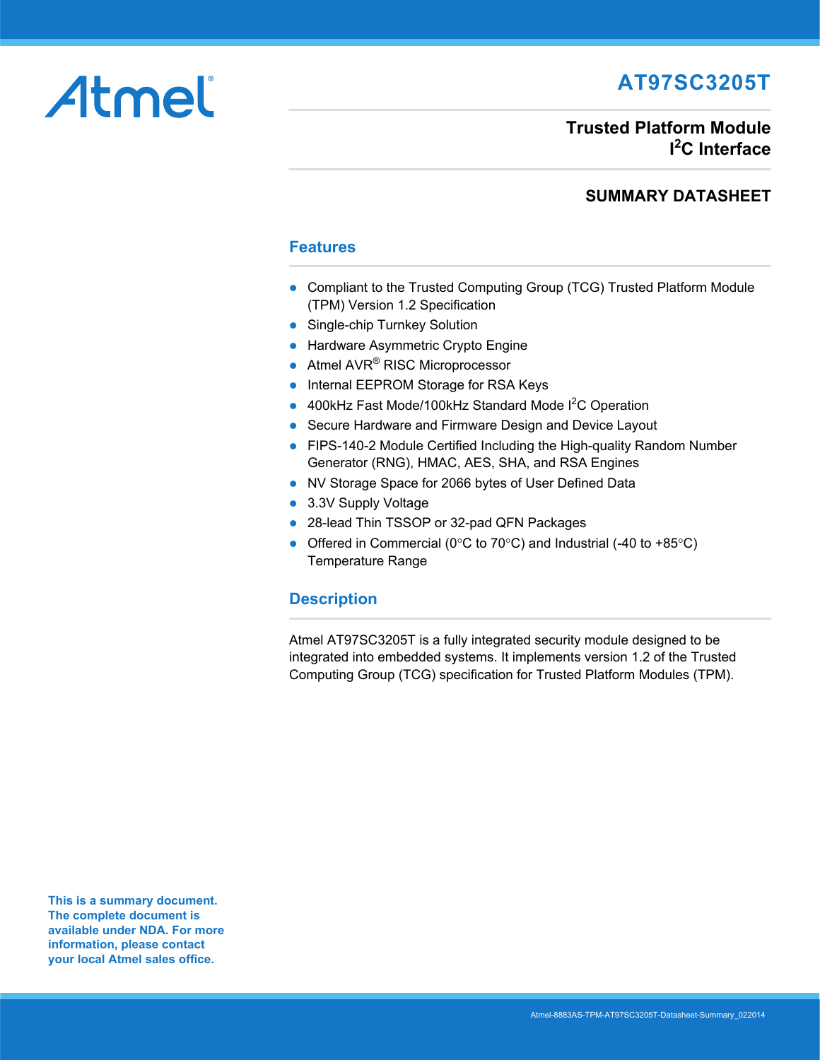Atmel

# AT97SC3205T

## Trusted Platform Module $I^2C$ Interface

## SUMMARY DATASHEET

## Features

- Compliant to the Trusted Computing Group (TCG) Trusted Platform Module (TPM) Version 1.2 Specification
- Single-chip Turnkey Solution
- Hardware Asymmetric Crypto Engine
- Atmel AVR® RISC Microprocessor
- Internal EEPROM Storage for RSA Keys
- 400kHz Fast Mode/100kHz Standard Mode $I^2C$ Operation
- Secure Hardware and Firmware Design and Device Layout
- FIPS-140-2 Module Certified Including the High-quality Random Number Generator (RNG), HMAC, AES, SHA, and RSA Engines
- NV Storage Space for 2066 bytes of User Defined Data
- 3.3V Supply Voltage
- 28-lead Thin TSSOP or 32-pad QFN Packages
- Offered in Commercial (0°C to 70°C) and Industrial (-40 to +85°C) Temperature Range

## Description

Atmel AT97SC3205T is a fully integrated security module designed to be integrated into embedded systems. It implements version 1.2 of the Trusted Computing Group (TCG) specification for Trusted Platform Modules (TPM).

**This is a summary document. The complete document is available under NDA. For more information, please contact your local Atmel sales office.**

Atmel-8883AS-TPM-AT97SC3205T-Datasheet-Summary_022014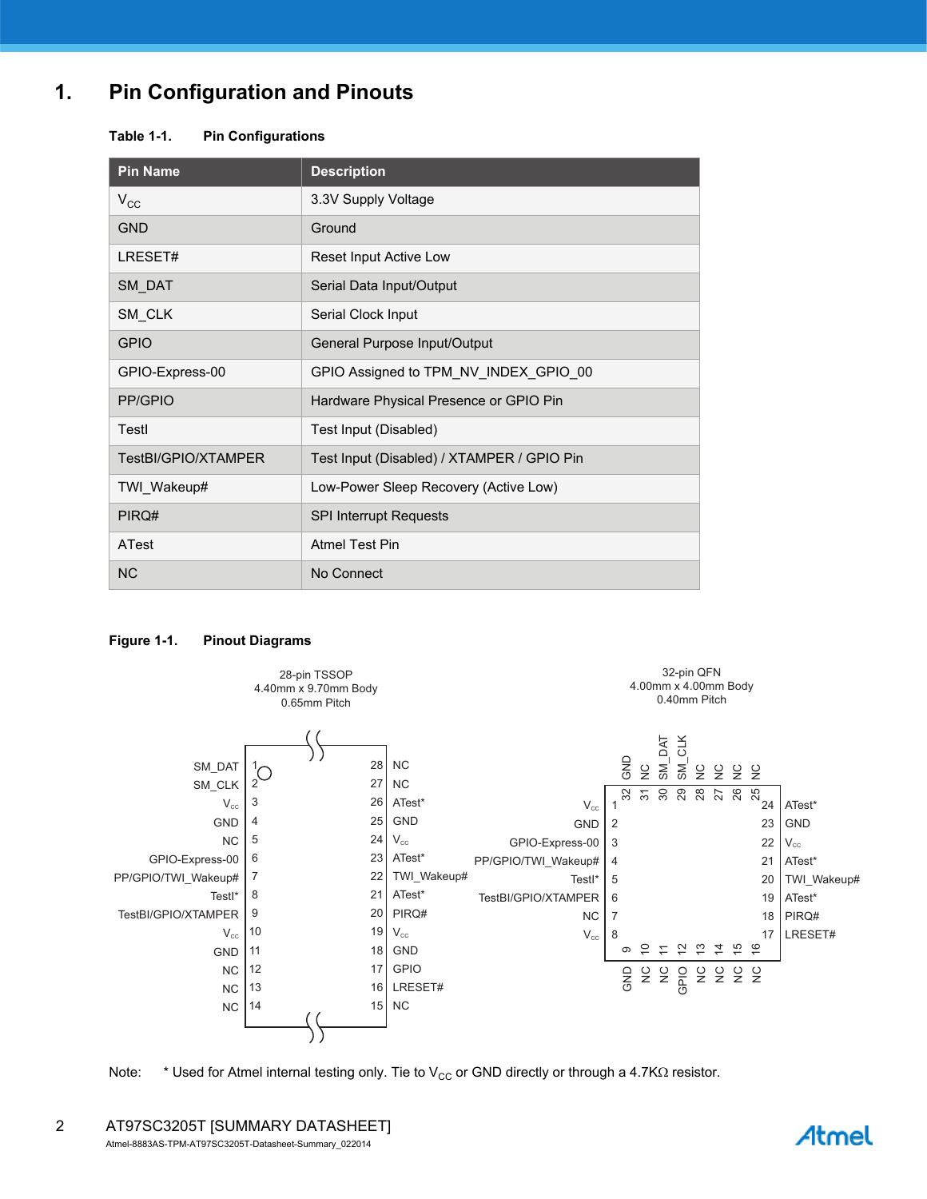# 1. Pin Configuration and Pinouts

**Table 1-1. Pin Configurations**

| Pin Name | Description |
|---|---|
| $V_{CC}$ | 3.3V Supply Voltage |
| GND | Ground |
| LRESET# | Reset Input Active Low |
| SM_DAT | Serial Data Input/Output |
| SM_CLK | Serial Clock Input |
| GPIO | General Purpose Input/Output |
| GPIO-Express-00 | GPIO Assigned to TPM_NV_INDEX_GPIO_00 |
| PP/GPIO | Hardware Physical Presence or GPIO Pin |
| TestI | Test Input (Disabled) |
| TestBI/GPIO/XTAMPER | Test Input (Disabled) / XTAMPER / GPIO Pin |
| TWI_Wakeup# | Low-Power Sleep Recovery (Active Low) |
| PIRQ# | SPI Interrupt Requests |
| ATest | Atmel Test Pin |
| NC | No Connect |

**Figure 1-1. Pinout Diagrams**

28-pin TSSOP
4.40mm x 9.70mm Body
0.65mm Pitch

| Pin Name | Pin | Pin | Pin Name |
|---|---|---|---|
| SM_DAT | 1 | 28 | NC |
| SM_CLK | 2 | 27 | NC |
| $V_{cc}$ | 3 | 26 | ATest* |
| GND | 4 | 25 | GND |
| NC | 5 | 24 | $V_{cc}$ |
| GPIO-Express-00 | 6 | 23 | ATest* |
| PP/GPIO/TWI_Wakeup# | 7 | 22 | TWI_Wakeup# |
| TestI* | 8 | 21 | ATest* |
| TestBI/GPIO/XTAMPER | 9 | 20 | PIRQ# |
| $V_{cc}$ | 10 | 19 | $V_{cc}$ |
| GND | 11 | 18 | GND |
| NC | 12 | 17 | GPIO |
| NC | 13 | 16 | LRESET# |
| NC | 14 | 15 | NC |

32-pin QFN
4.00mm x 4.00mm Body
0.40mm Pitch

| Pin | Pin Name |
|---|---|
| 1 | $V_{cc}$ |
| 2 | GND |
| 3 | GPIO-Express-00 |
| 4 | PP/GPIO/TWI_Wakeup# |
| 5 | TestI* |
| 6 | TestBI/GPIO/XTAMPER |
| 7 | NC |
| 8 | $V_{cc}$ |
| 9 | GND |
| 10 | NC |
| 11 | NC |
| 12 | GPIO |
| 13 | NC |
| 14 | NC |
| 15 | NC |
| 16 | NC |
| 17 | LRESET# |
| 18 | PIRQ# |
| 19 | ATest* |
| 20 | TWI_Wakeup# |
| 21 | ATest* |
| 22 | $V_{cc}$ |
| 23 | GND |
| 24 | ATest* |
| 25 | NC |
| 26 | NC |
| 27 | NC |
| 28 | NC |
| 29 | SM_CLK |
| 30 | SM_DAT |
| 31 | NC |
| 32 | GND |

Note: * Used for Atmel internal testing only. Tie to $V_{CC}$ or GND directly or through a 4.7KΩ resistor.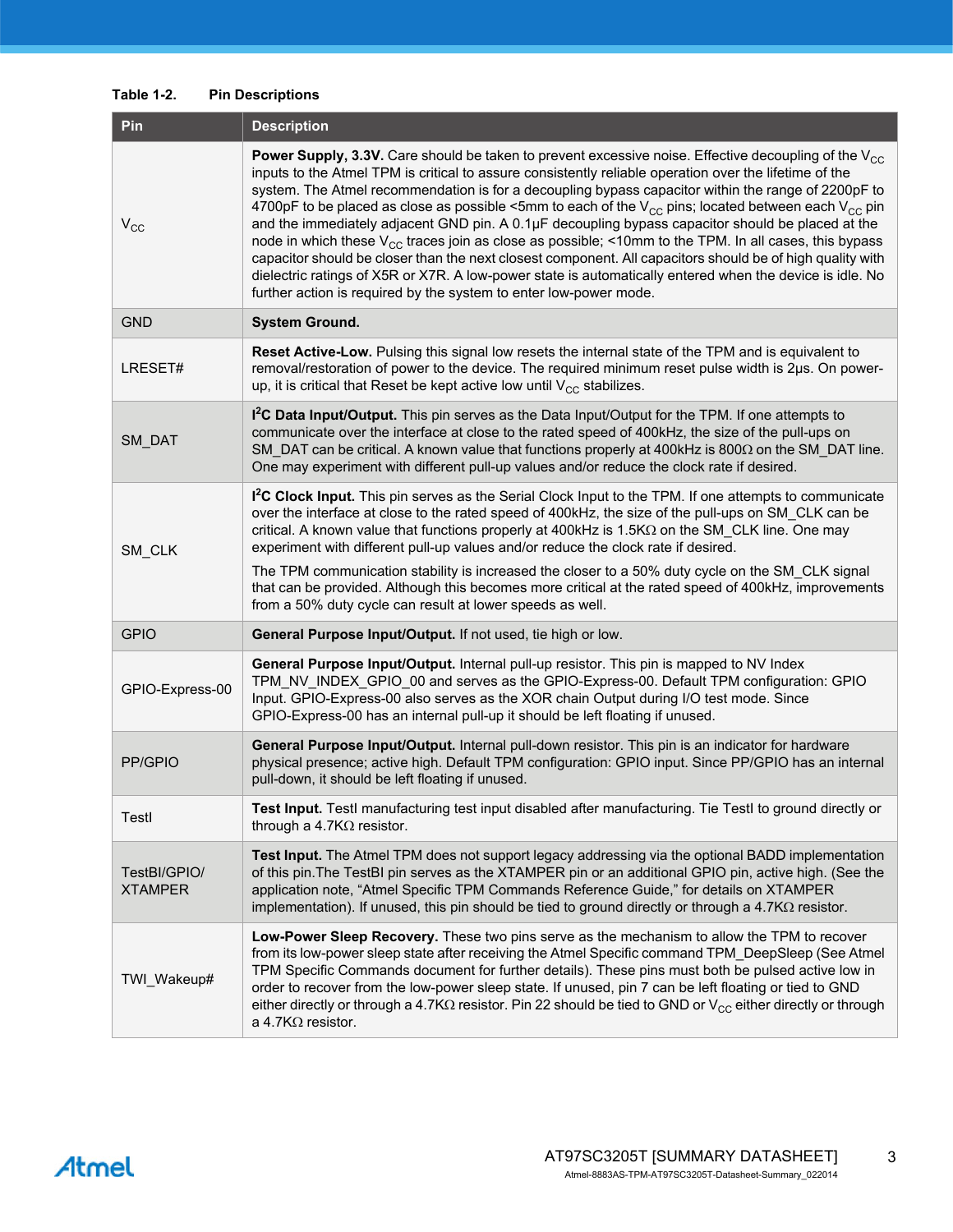**Table 1-2. Pin Descriptions**

| Pin | Description |
| --- | --- |
| $V_{CC}$ | **Power Supply, 3.3V.** Care should be taken to prevent excessive noise. Effective decoupling of the $V_{CC}$ inputs to the Atmel TPM is critical to assure consistently reliable operation over the lifetime of the system. The Atmel recommendation is for a decoupling bypass capacitor within the range of 2200pF to 4700pF to be placed as close as possible <5mm to each of the $V_{CC}$ pins; located between each $V_{CC}$ pin and the immediately adjacent GND pin. A 0.1µF decoupling bypass capacitor should be placed at the node in which these $V_{CC}$ traces join as close as possible; <10mm to the TPM. In all cases, this bypass capacitor should be closer than the next closest component. All capacitors should be of high quality with dielectric ratings of X5R or X7R. A low-power state is automatically entered when the device is idle. No further action is required by the system to enter low-power mode. |
| GND | **System Ground.** |
| LRESET# | **Reset Active-Low.** Pulsing this signal low resets the internal state of the TPM and is equivalent to removal/restoration of power to the device. The required minimum reset pulse width is 2µs. On power-up, it is critical that Reset be kept active low until $V_{CC}$ stabilizes. |
| SM_DAT | **$I^2C$ Data Input/Output.** This pin serves as the Data Input/Output for the TPM. If one attempts to communicate over the interface at close to the rated speed of 400kHz, the size of the pull-ups on SM_DAT can be critical. A known value that functions properly at 400kHz is 800Ω on the SM_DAT line. One may experiment with different pull-up values and/or reduce the clock rate if desired. |
| SM_CLK | **$I^2C$ Clock Input.** This pin serves as the Serial Clock Input to the TPM. If one attempts to communicate over the interface at close to the rated speed of 400kHz, the size of the pull-ups on SM_CLK can be critical. A known value that functions properly at 400kHz is 1.5KΩ on the SM_CLK line. One may experiment with different pull-up values and/or reduce the clock rate if desired. <br><br> The TPM communication stability is increased the closer to a 50% duty cycle on the SM_CLK signal that can be provided. Although this becomes more critical at the rated speed of 400kHz, improvements from a 50% duty cycle can result at lower speeds as well. |
| GPIO | **General Purpose Input/Output.** If not used, tie high or low. |
| GPIO-Express-00 | **General Purpose Input/Output.** Internal pull-up resistor. This pin is mapped to NV Index TPM_NV_INDEX_GPIO_00 and serves as the GPIO-Express-00. Default TPM configuration: GPIO Input. GPIO-Express-00 also serves as the XOR chain Output during I/O test mode. Since GPIO-Express-00 has an internal pull-up it should be left floating if unused. |
| PP/GPIO | **General Purpose Input/Output.** Internal pull-down resistor. This pin is an indicator for hardware physical presence; active high. Default TPM configuration: GPIO input. Since PP/GPIO has an internal pull-down, it should be left floating if unused. |
| TestI | **Test Input.** TestI manufacturing test input disabled after manufacturing. Tie TestI to ground directly or through a 4.7KΩ resistor. |
| TestBI/GPIO/ XTAMPER | **Test Input.** The Atmel TPM does not support legacy addressing via the optional BADD implementation of this pin.The TestBI pin serves as the XTAMPER pin or an additional GPIO pin, active high. (See the application note, "Atmel Specific TPM Commands Reference Guide," for details on XTAMPER implementation). If unused, this pin should be tied to ground directly or through a 4.7KΩ resistor. |
| TWI_Wakeup# | **Low-Power Sleep Recovery.** These two pins serve as the mechanism to allow the TPM to recover from its low-power sleep state after receiving the Atmel Specific command TPM_DeepSleep (See Atmel TPM Specific Commands document for further details). These pins must both be pulsed active low in order to recover from the low-power sleep state. If unused, pin 7 can be left floating or tied to GND either directly or through a 4.7KΩ resistor. Pin 22 should be tied to GND or $V_{CC}$ either directly or through a 4.7KΩ resistor. |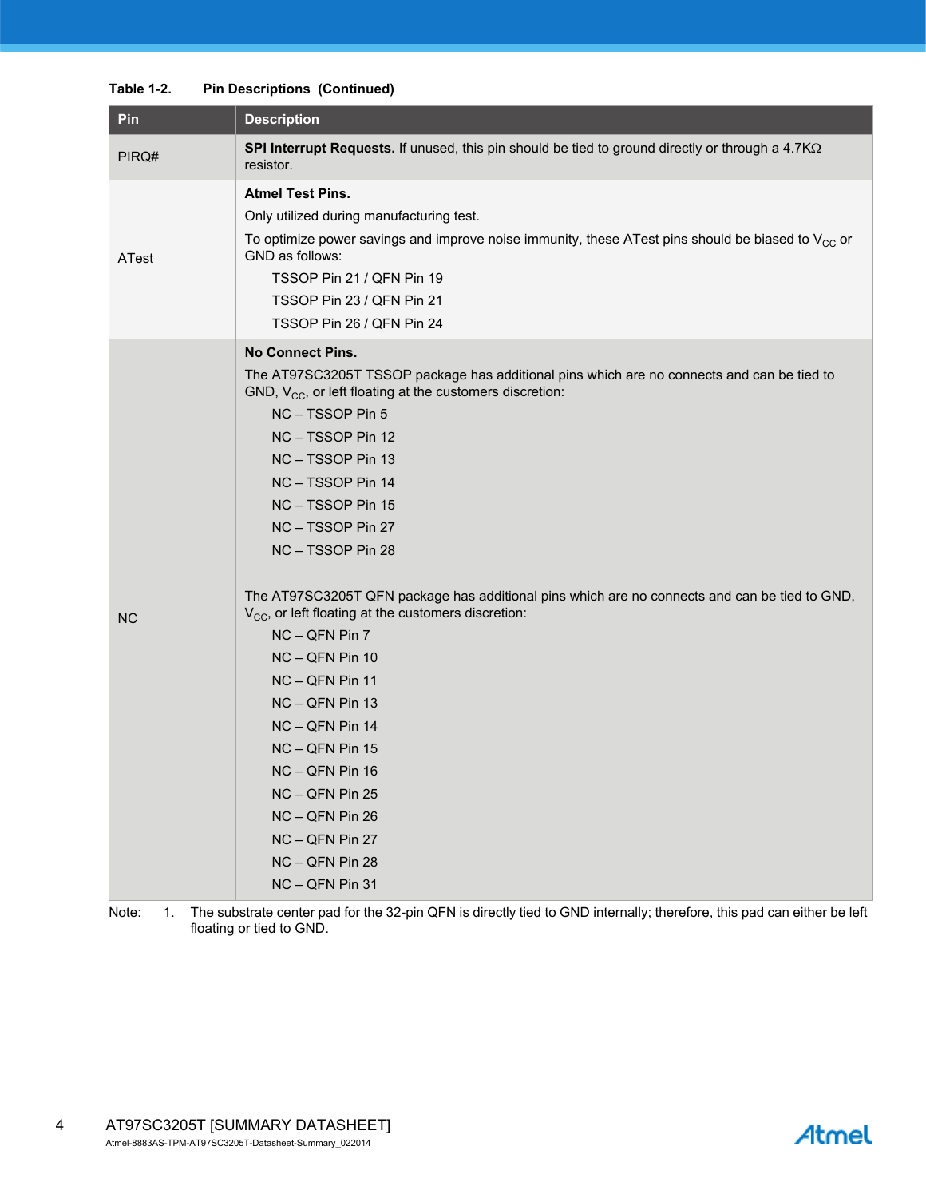**Table 1-2. Pin Descriptions (Continued)**

| Pin | Description |
| --- | --- |
| PIRQ# | **SPI Interrupt Requests.** If unused, this pin should be tied to ground directly or through a 4.7KΩ resistor. |
| ATest | **Atmel Test Pins.**<br>Only utilized during manufacturing test.<br>To optimize power savings and improve noise immunity, these ATest pins should be biased to $V_{CC}$ or GND as follows:<br>TSSOP Pin 21 / QFN Pin 19<br>TSSOP Pin 23 / QFN Pin 21<br>TSSOP Pin 26 / QFN Pin 24 |
| NC | **No Connect Pins.**<br>The AT97SC3205T TSSOP package has additional pins which are no connects and can be tied to GND, $V_{CC}$, or left floating at the customers discretion:<br>NC – TSSOP Pin 5<br>NC – TSSOP Pin 12<br>NC – TSSOP Pin 13<br>NC – TSSOP Pin 14<br>NC – TSSOP Pin 15<br>NC – TSSOP Pin 27<br>NC – TSSOP Pin 28<br><br>The AT97SC3205T QFN package has additional pins which are no connects and can be tied to GND, $V_{CC}$, or left floating at the customers discretion:<br>NC – QFN Pin 7<br>NC – QFN Pin 10<br>NC – QFN Pin 11<br>NC – QFN Pin 13<br>NC – QFN Pin 14<br>NC – QFN Pin 15<br>NC – QFN Pin 16<br>NC – QFN Pin 25<br>NC – QFN Pin 26<br>NC – QFN Pin 27<br>NC – QFN Pin 28<br>NC – QFN Pin 31 |

Note: 1. The substrate center pad for the 32-pin QFN is directly tied to GND internally; therefore, this pad can either be left floating or tied to GND.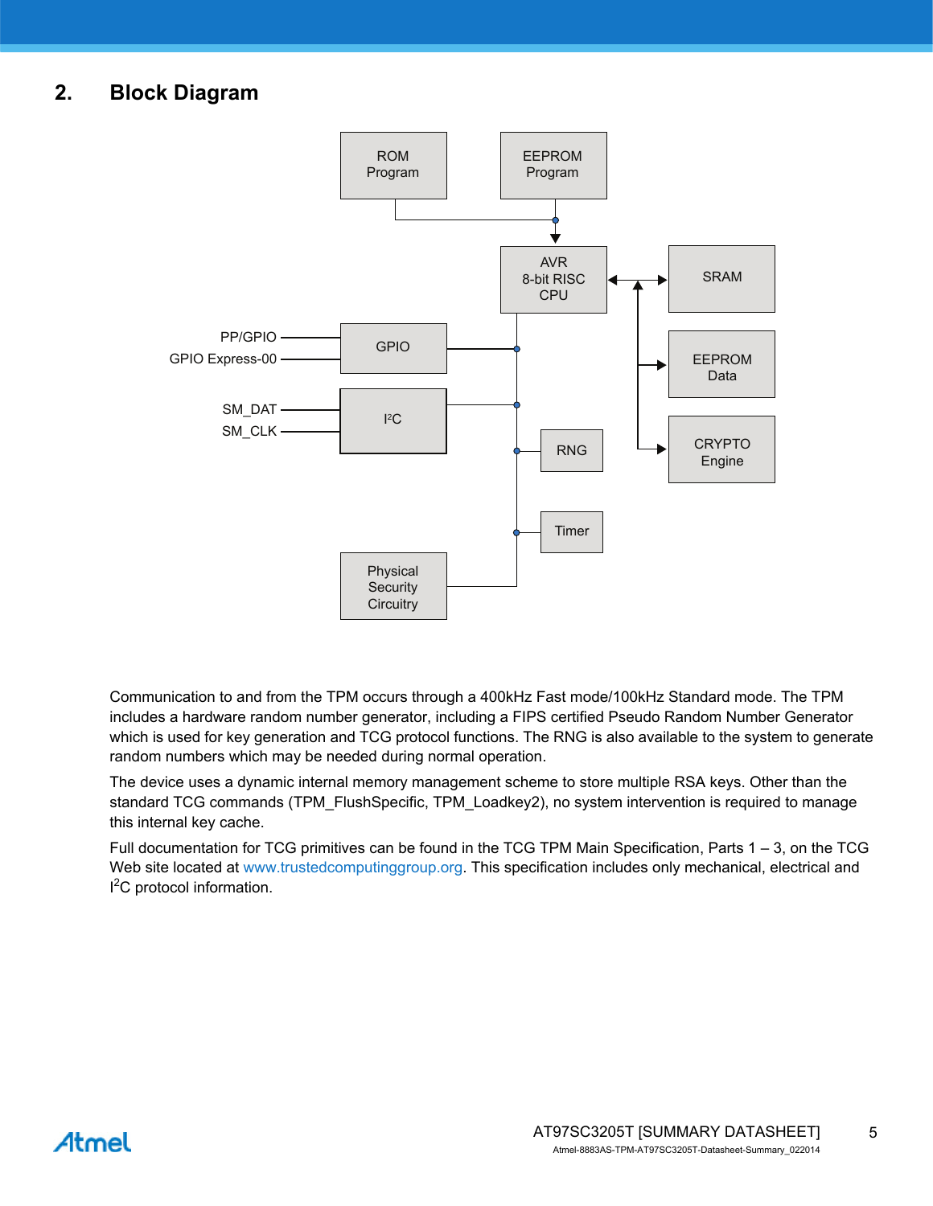## 2. Block Diagram

Communication to and from the TPM occurs through a 400kHz Fast mode/100kHz Standard mode. The TPM includes a hardware random number generator, including a FIPS certified Pseudo Random Number Generator which is used for key generation and TCG protocol functions. The RNG is also available to the system to generate random numbers which may be needed during normal operation.

The device uses a dynamic internal memory management scheme to store multiple RSA keys. Other than the standard TCG commands (TPM_FlushSpecific, TPM_Loadkey2), no system intervention is required to manage this internal key cache.

Full documentation for TCG primitives can be found in the TCG TPM Main Specification, Parts 1 – 3, on the TCG Web site located at www.trustedcomputinggroup.org. This specification includes only mechanical, electrical and I$^2$C protocol information.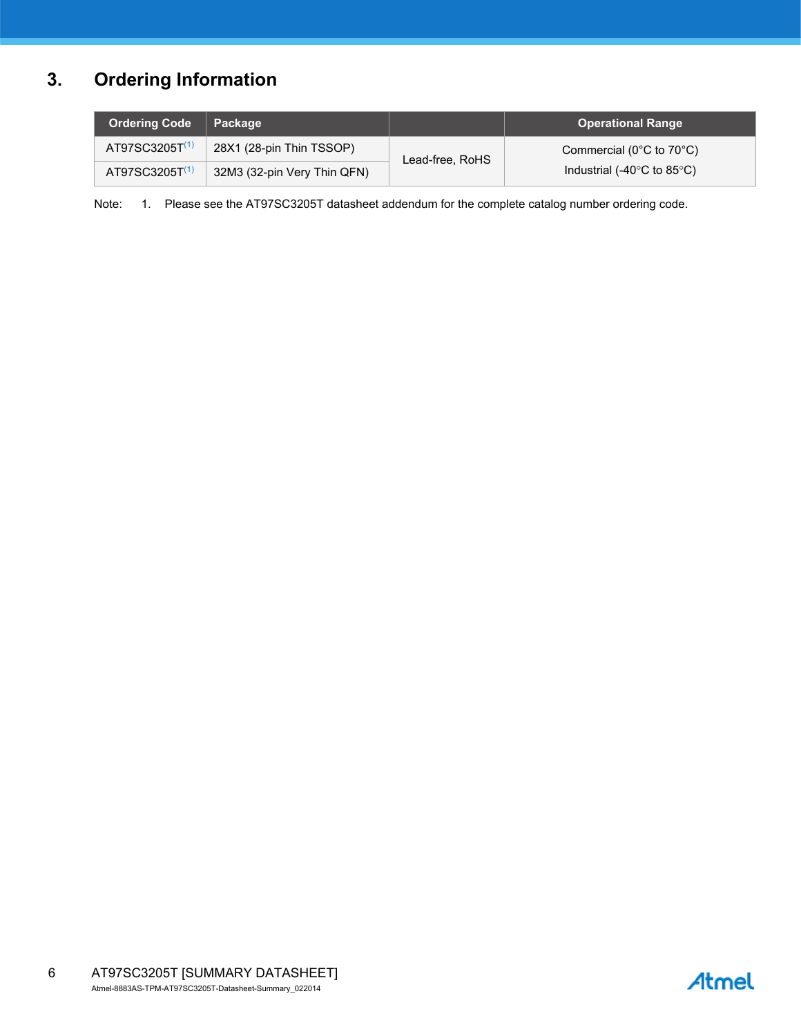## 3. Ordering Information

| Ordering Code | Package | | Operational Range |
|---|---|---|---|
| AT97SC3205T[1] | 28X1 (28-pin Thin TSSOP) | Lead-free, RoHS | Commercial (0°C to 70°C)<br>Industrial (-40°C to 85°C) |
| AT97SC3205T[1] | 32M3 (32-pin Very Thin QFN) | | |

Note: 1. Please see the AT97SC3205T datasheet addendum for the complete catalog number ordering code.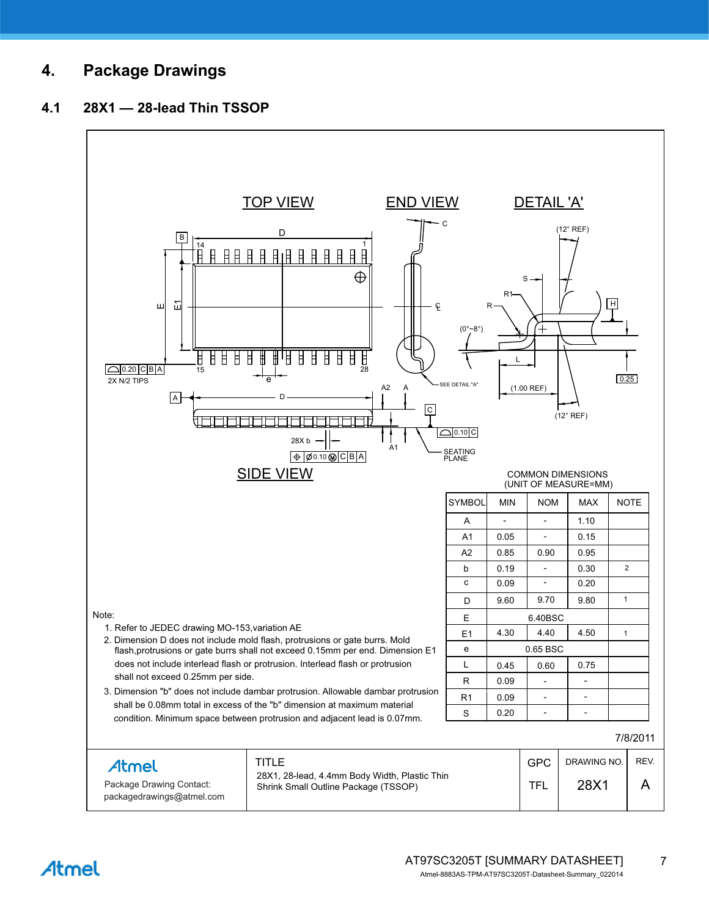# 4. Package Drawings

## 4.1 28X1 — 28-lead Thin TSSOP

TOP VIEW

END VIEW

DETAIL 'A'

SIDE VIEW

COMMON DIMENSIONS
(UNIT OF MEASURE=MM)

| SYMBOL | MIN | NOM | MAX | NOTE |
|---|---|---|---|---|
| A | - | - | 1.10 | |
| A1 | 0.05 | - | 0.15 | |
| A2 | 0.85 | 0.90 | 0.95 | |
| b | 0.19 | - | 0.30 | 2 |
| c | 0.09 | - | 0.20 | |
| D | 9.60 | 9.70 | 9.80 | 1 |
| E | | 6.40BSC | | |
| E1 | 4.30 | 4.40 | 4.50 | 1 |
| e | | 0.65 BSC | | |
| L | 0.45 | 0.60 | 0.75 | |
| R | 0.09 | - | - | |
| R1 | 0.09 | - | - | |
| S | 0.20 | - | - | |

Note:

1. Refer to JEDEC drawing MO-153,variation AE
2. Dimension D does not include mold flash, protrusions or gate burrs. Mold flash,protrusions or gate burrs shall not exceed 0.15mm per end. Dimension E1 does not include interlead flash or protrusion. Interlead flash or protrusion shall not exceed 0.25mm per side.
3. Dimension "b" does not include dambar protrusion. Allowable dambar protrusion shall be 0.08mm total in excess of the "b" dimension at maximum material condition. Minimum space between protrusion and adjacent lead is 0.07mm.

7/8/2011

| Atmel Package Drawing Contact: packagedrawings@atmel.com | TITLE 28X1, 28-lead, 4.4mm Body Width, Plastic Thin Shrink Small Outline Package (TSSOP) | GPC TFL | DRAWING NO. 28X1 | REV. A |
|---|---|---|---|---|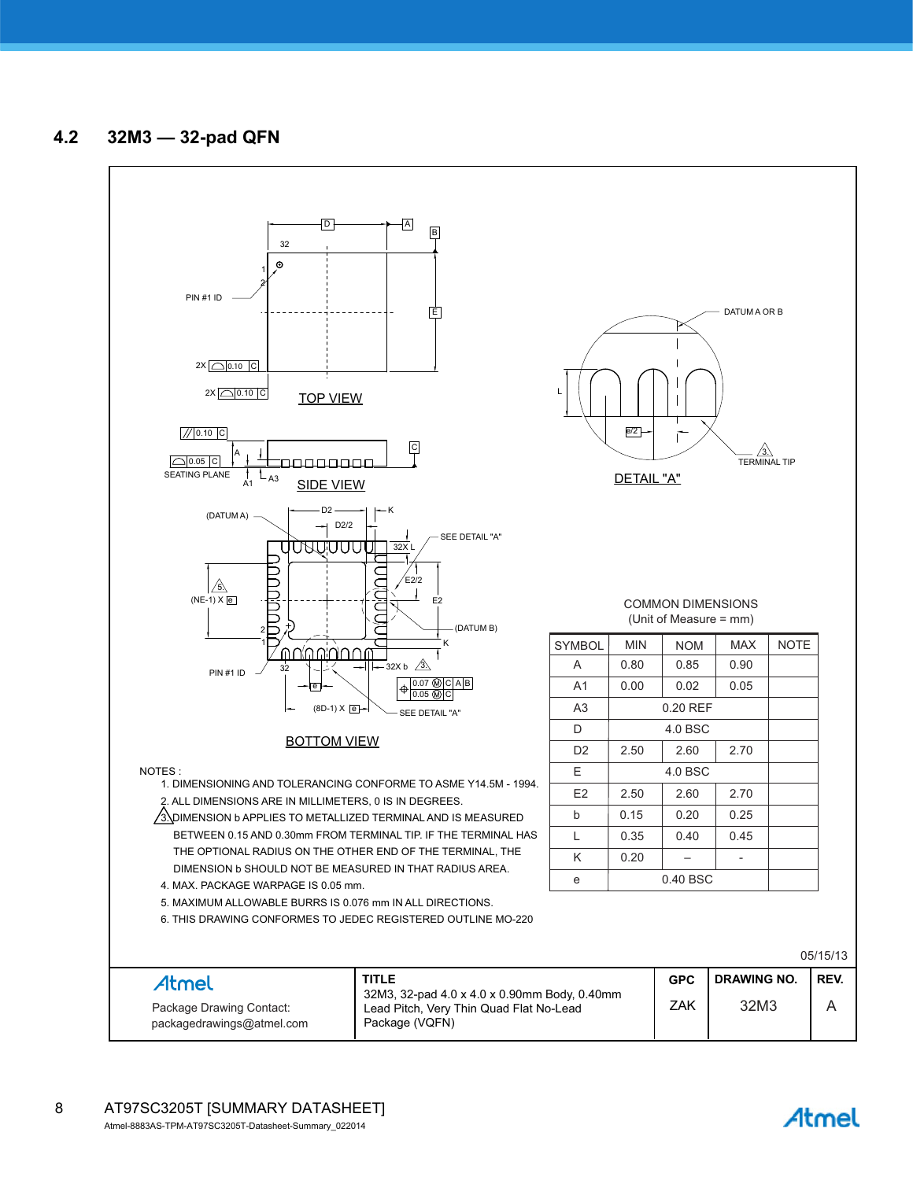## 4.2 32M3 — 32-pad QFN

TOP VIEW

SIDE VIEW

BOTTOM VIEW

DETAIL "A"

COMMON DIMENSIONS
(Unit of Measure = mm)

| SYMBOL | MIN | NOM | MAX | NOTE |
|---|---|---|---|---|
| A | 0.80 | 0.85 | 0.90 | |
| A1 | 0.00 | 0.02 | 0.05 | |
| A3 | | 0.20 REF | | |
| D | | 4.0 BSC | | |
| D2 | 2.50 | 2.60 | 2.70 | |
| E | | 4.0 BSC | | |
| E2 | 2.50 | 2.60 | 2.70 | |
| b | 0.15 | 0.20 | 0.25 | |
| L | 0.35 | 0.40 | 0.45 | |
| K | 0.20 | – | - | |
| e | | 0.40 BSC | | |

NOTES :

1. DIMENSIONING AND TOLERANCING CONFORME TO ASME Y14.5M - 1994.
2. ALL DIMENSIONS ARE IN MILLIMETERS, 0 IS IN DEGREES.
3. DIMENSION b APPLIES TO METALLIZED TERMINAL AND IS MEASURED BETWEEN 0.15 AND 0.30mm FROM TERMINAL TIP. IF THE TERMINAL HAS THE OPTIONAL RADIUS ON THE OTHER END OF THE TERMINAL, THE DIMENSION b SHOULD NOT BE MEASURED IN THAT RADIUS AREA.
4. MAX. PACKAGE WARPAGE IS 0.05 mm.
5. MAXIMUM ALLOWABLE BURRS IS 0.076 mm IN ALL DIRECTIONS.
6. THIS DRAWING CONFORMES TO JEDEC REGISTERED OUTLINE MO-220

05/15/13

| Atmel<br>Package Drawing Contact:<br>packagedrawings@atmel.com | TITLE<br>32M3, 32-pad 4.0 x 4.0 x 0.90mm Body, 0.40mm Lead Pitch, Very Thin Quad Flat No-Lead Package (VQFN) | GPC<br>ZAK | DRAWING NO.<br>32M3 | REV.<br>A |
|---|---|---|---|---|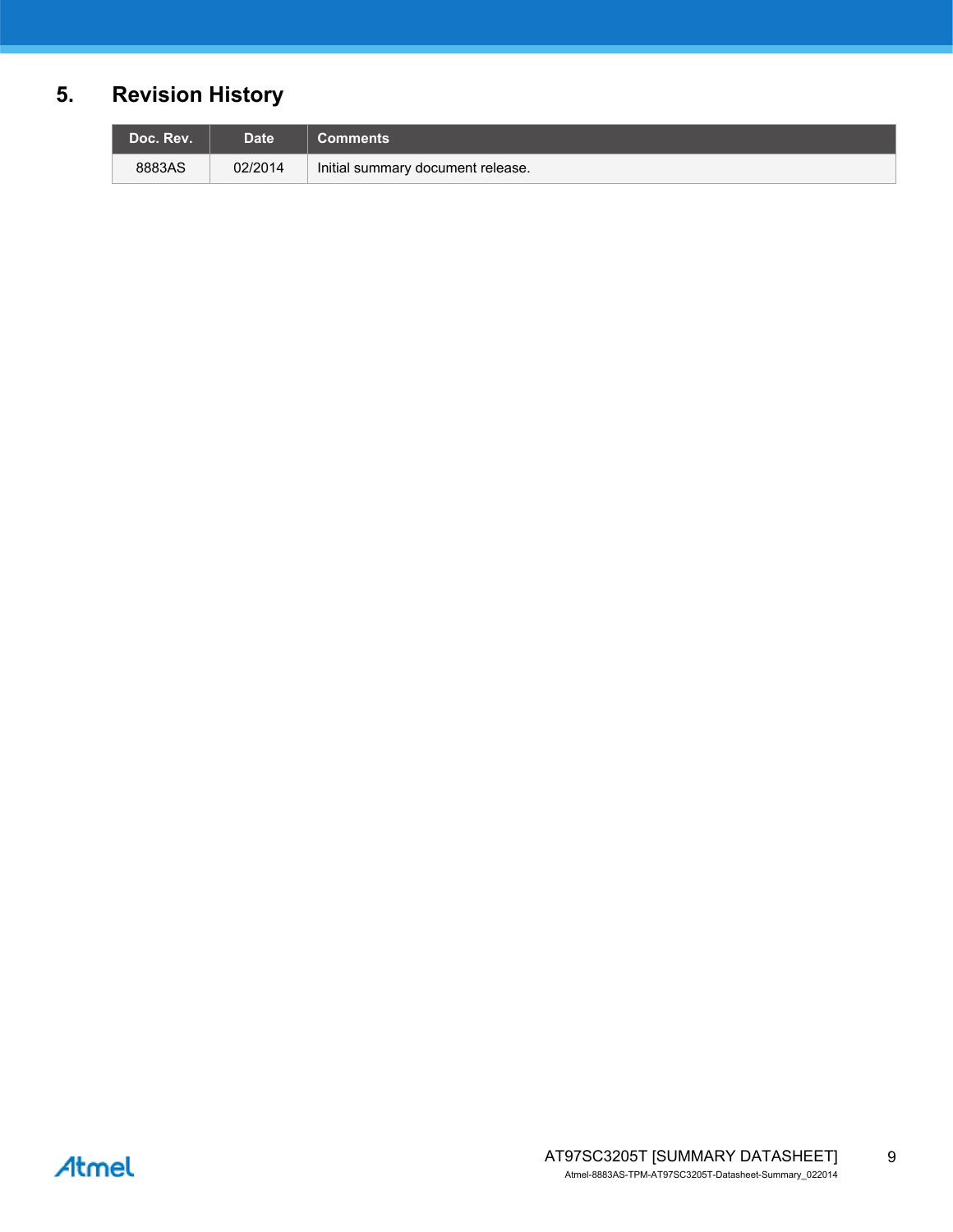## 5. Revision History

| Doc. Rev. | Date | Comments |
|---|---|---|
| 8883AS | 02/2014 | Initial summary document release. |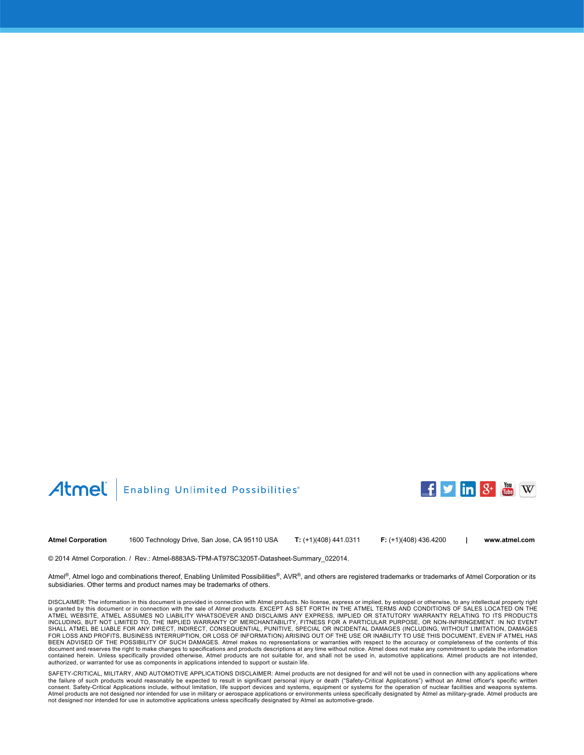Atmel | Enabling Unlimited Possibilities®

**Atmel Corporation** 1600 Technology Drive, San Jose, CA 95110 USA **T:** (+1)(408) 441.0311 **F:** (+1)(408) 436.4200 | **www.atmel.com**

© 2014 Atmel Corporation. / Rev.: Atmel-8883AS-TPM-AT97SC3205T-Datasheet-Summary_022014.

Atmel®, Atmel logo and combinations thereof, Enabling Unlimited Possibilities®, AVR®, and others are registered trademarks or trademarks of Atmel Corporation or its subsidiaries. Other terms and product names may be trademarks of others.

DISCLAIMER: The information in this document is provided in connection with Atmel products. No license, express or implied, by estoppel or otherwise, to any intellectual property right is granted by this document or in connection with the sale of Atmel products. EXCEPT AS SET FORTH IN THE ATMEL TERMS AND CONDITIONS OF SALES LOCATED ON THE ATMEL WEBSITE, ATMEL ASSUMES NO LIABILITY WHATSOEVER AND DISCLAIMS ANY EXPRESS, IMPLIED OR STATUTORY WARRANTY RELATING TO ITS PRODUCTS INCLUDING, BUT NOT LIMITED TO, THE IMPLIED WARRANTY OF MERCHANTABILITY, FITNESS FOR A PARTICULAR PURPOSE, OR NON-INFRINGEMENT. IN NO EVENT SHALL ATMEL BE LIABLE FOR ANY DIRECT, INDIRECT, CONSEQUENTIAL, PUNITIVE, SPECIAL OR INCIDENTAL DAMAGES (INCLUDING, WITHOUT LIMITATION, DAMAGES FOR LOSS AND PROFITS, BUSINESS INTERRUPTION, OR LOSS OF INFORMATION) ARISING OUT OF THE USE OR INABILITY TO USE THIS DOCUMENT, EVEN IF ATMEL HAS BEEN ADVISED OF THE POSSIBILITY OF SUCH DAMAGES. Atmel makes no representations or warranties with respect to the accuracy or completeness of the contents of this document and reserves the right to make changes to specifications and products descriptions at any time without notice. Atmel does not make any commitment to update the information contained herein. Unless specifically provided otherwise, Atmel products are not suitable for, and shall not be used in, automotive applications. Atmel products are not intended, authorized, or warranted for use as components in applications intended to support or sustain life.

SAFETY-CRITICAL, MILITARY, AND AUTOMOTIVE APPLICATIONS DISCLAIMER: Atmel products are not designed for and will not be used in connection with any applications where the failure of such products would reasonably be expected to result in significant personal injury or death ("Safety-Critical Applications") without an Atmel officer's specific written consent. Safety-Critical Applications include, without limitation, life support devices and systems, equipment or systems for the operation of nuclear facilities and weapons systems. Atmel products are not designed nor intended for use in military or aerospace applications or environments unless specifically designated by Atmel as military-grade. Atmel products are not designed nor intended for use in automotive applications unless specifically designated by Atmel as automotive-grade.